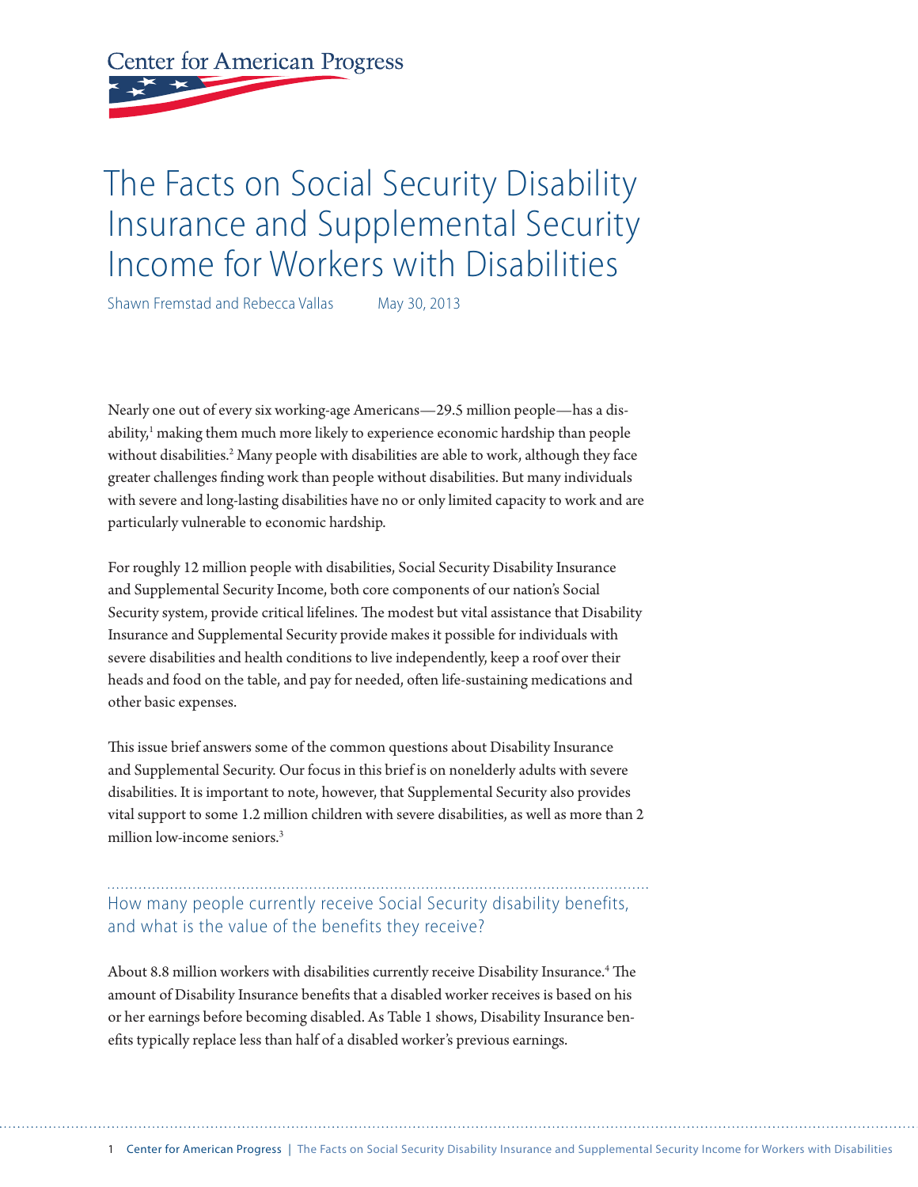Center for American Progress

# The Facts on Social Security Disability Insurance and Supplemental Security Income for Workers with Disabilities

Shawn Fremstad and Rebecca Vallas May 30, 2013

Nearly one out of every six working-age Americans—29.5 million people—has a disability,[1] making them much more likely to experience economic hardship than people without disabilities.[2] Many people with disabilities are able to work, although they face greater challenges finding work than people without disabilities. But many individuals with severe and long-lasting disabilities have no or only limited capacity to work and are particularly vulnerable to economic hardship.

For roughly 12 million people with disabilities, Social Security Disability Insurance and Supplemental Security Income, both core components of our nation's Social Security system, provide critical lifelines. The modest but vital assistance that Disability Insurance and Supplemental Security provide makes it possible for individuals with severe disabilities and health conditions to live independently, keep a roof over their heads and food on the table, and pay for needed, often life-sustaining medications and other basic expenses.

This issue brief answers some of the common questions about Disability Insurance and Supplemental Security. Our focus in this brief is on nonelderly adults with severe disabilities. It is important to note, however, that Supplemental Security also provides vital support to some 1.2 million children with severe disabilities, as well as more than 2 million low-income seniors.[3]

## How many people currently receive Social Security disability benefits, and what is the value of the benefits they receive?

About 8.8 million workers with disabilities currently receive Disability Insurance.[4] The amount of Disability Insurance benefits that a disabled worker receives is based on his or her earnings before becoming disabled. As Table 1 shows, Disability Insurance benefits typically replace less than half of a disabled worker's previous earnings.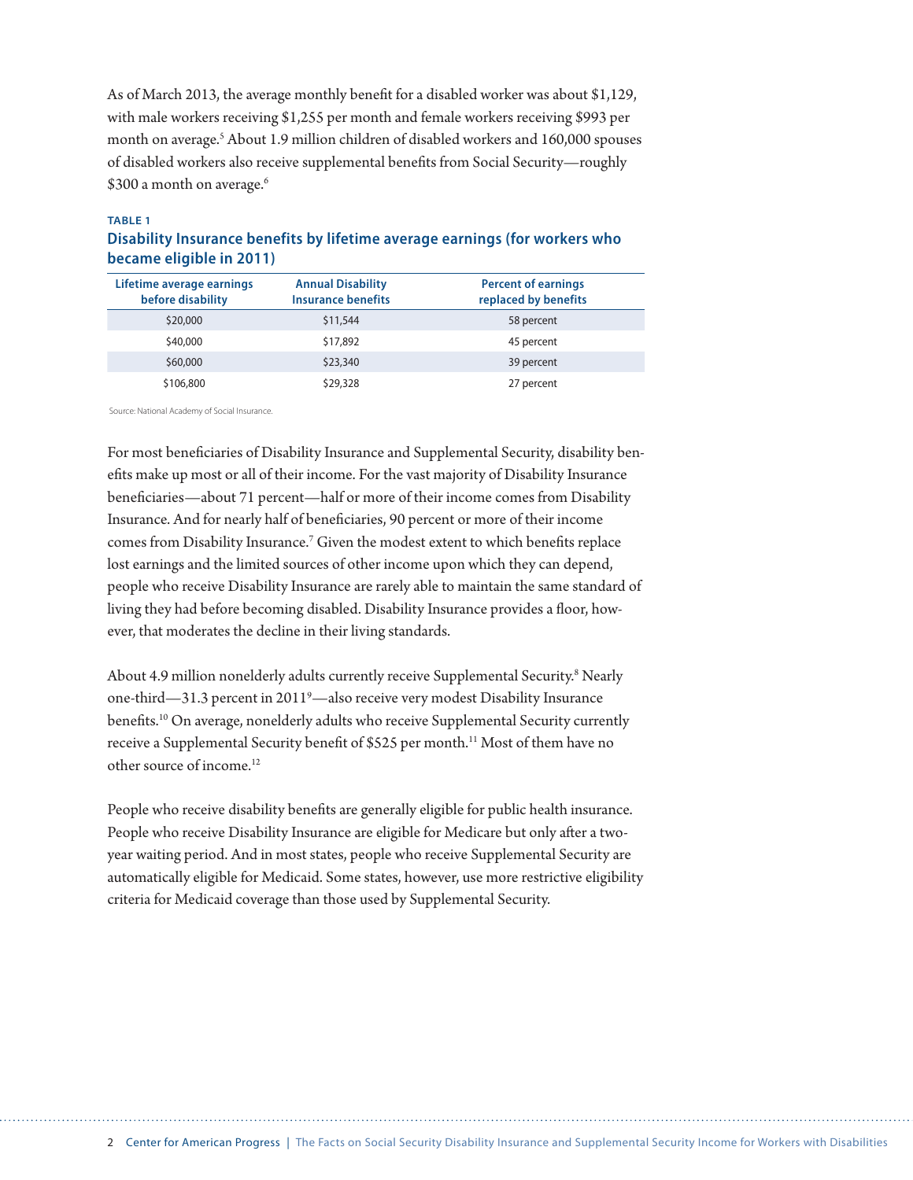As of March 2013, the average monthly benefit for a disabled worker was about $1,129, with male workers receiving $1,255 per month and female workers receiving $993 per month on average.[5] About 1.9 million children of disabled workers and 160,000 spouses of disabled workers also receive supplemental benefits from Social Security—roughly $300 a month on average.[6]

**TABLE 1**

**Disability Insurance benefits by lifetime average earnings (for workers who became eligible in 2011)**

| Lifetime average earnings before disability | Annual Disability Insurance benefits | Percent of earnings replaced by benefits |
|---|---|---|
| $20,000 | $11,544 | 58 percent |
| $40,000 | $17,892 | 45 percent |
| $60,000 | $23,340 | 39 percent |
| $106,800 | $29,328 | 27 percent |

Source: National Academy of Social Insurance.

For most beneficiaries of Disability Insurance and Supplemental Security, disability benefits make up most or all of their income. For the vast majority of Disability Insurance beneficiaries—about 71 percent—half or more of their income comes from Disability Insurance. And for nearly half of beneficiaries, 90 percent or more of their income comes from Disability Insurance.[7] Given the modest extent to which benefits replace lost earnings and the limited sources of other income upon which they can depend, people who receive Disability Insurance are rarely able to maintain the same standard of living they had before becoming disabled. Disability Insurance provides a floor, however, that moderates the decline in their living standards.

About 4.9 million nonelderly adults currently receive Supplemental Security.[8] Nearly one-third—31.3 percent in 2011[9]—also receive very modest Disability Insurance benefits.[10] On average, nonelderly adults who receive Supplemental Security currently receive a Supplemental Security benefit of $525 per month.[11] Most of them have no other source of income.[12]

People who receive disability benefits are generally eligible for public health insurance. People who receive Disability Insurance are eligible for Medicare but only after a two-year waiting period. And in most states, people who receive Supplemental Security are automatically eligible for Medicaid. Some states, however, use more restrictive eligibility criteria for Medicaid coverage than those used by Supplemental Security.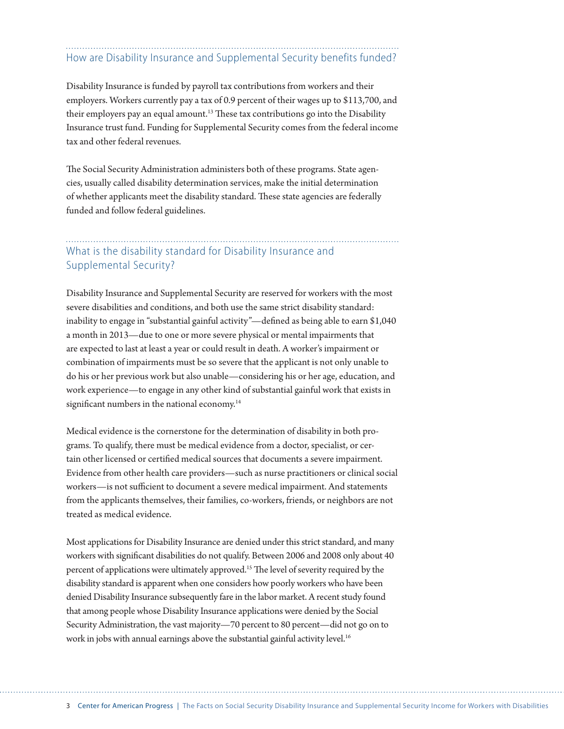## How are Disability Insurance and Supplemental Security benefits funded?

Disability Insurance is funded by payroll tax contributions from workers and their employers. Workers currently pay a tax of 0.9 percent of their wages up to $113,700, and their employers pay an equal amount.[13] These tax contributions go into the Disability Insurance trust fund. Funding for Supplemental Security comes from the federal income tax and other federal revenues.

The Social Security Administration administers both of these programs. State agencies, usually called disability determination services, make the initial determination of whether applicants meet the disability standard. These state agencies are federally funded and follow federal guidelines.

## What is the disability standard for Disability Insurance and Supplemental Security?

Disability Insurance and Supplemental Security are reserved for workers with the most severe disabilities and conditions, and both use the same strict disability standard: inability to engage in "substantial gainful activity"—defined as being able to earn $1,040 a month in 2013—due to one or more severe physical or mental impairments that are expected to last at least a year or could result in death. A worker's impairment or combination of impairments must be so severe that the applicant is not only unable to do his or her previous work but also unable—considering his or her age, education, and work experience—to engage in any other kind of substantial gainful work that exists in significant numbers in the national economy.[14]

Medical evidence is the cornerstone for the determination of disability in both programs. To qualify, there must be medical evidence from a doctor, specialist, or certain other licensed or certified medical sources that documents a severe impairment. Evidence from other health care providers—such as nurse practitioners or clinical social workers—is not sufficient to document a severe medical impairment. And statements from the applicants themselves, their families, co-workers, friends, or neighbors are not treated as medical evidence.

Most applications for Disability Insurance are denied under this strict standard, and many workers with significant disabilities do not qualify. Between 2006 and 2008 only about 40 percent of applications were ultimately approved.[15] The level of severity required by the disability standard is apparent when one considers how poorly workers who have been denied Disability Insurance subsequently fare in the labor market. A recent study found that among people whose Disability Insurance applications were denied by the Social Security Administration, the vast majority—70 percent to 80 percent—did not go on to work in jobs with annual earnings above the substantial gainful activity level.[16]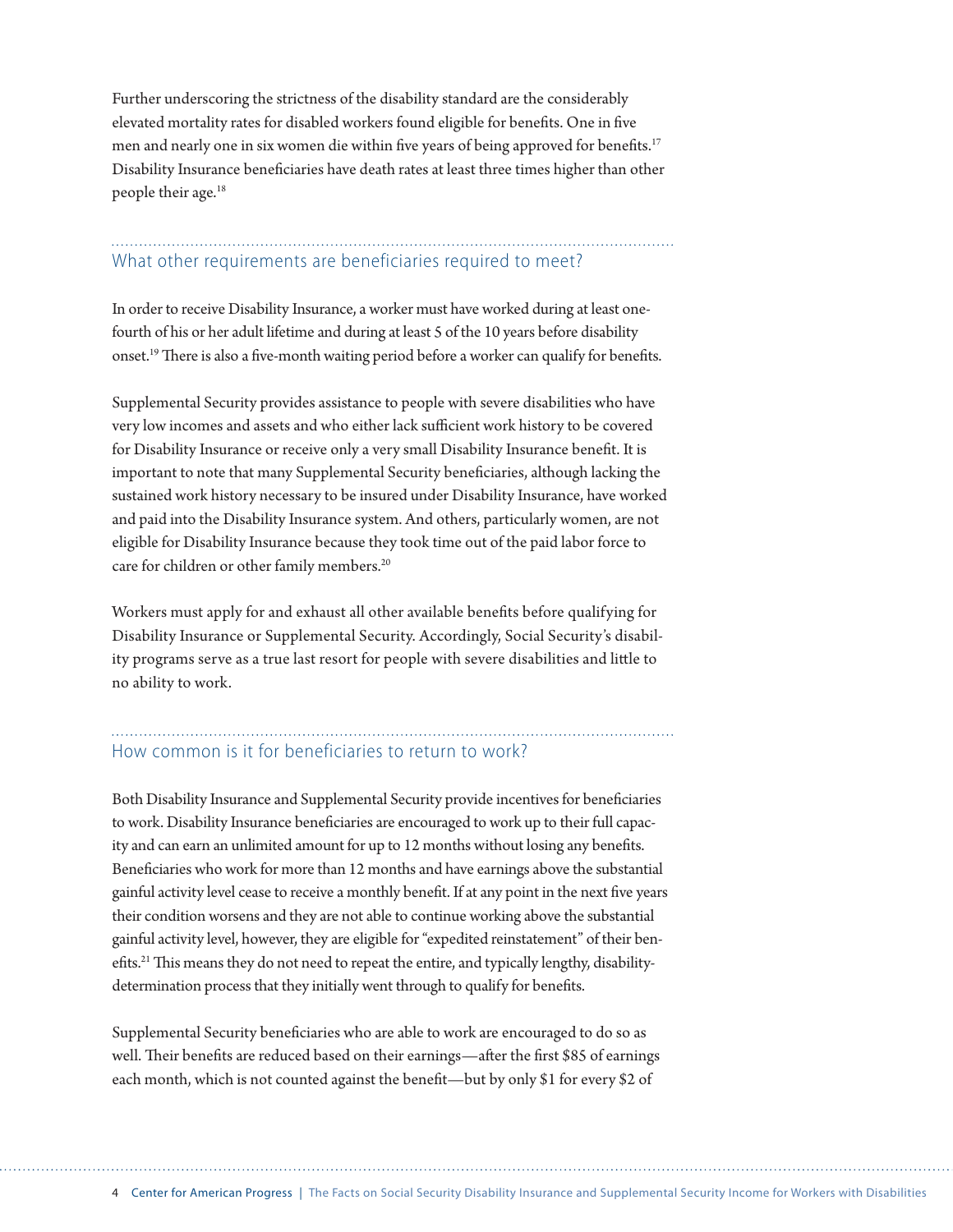Further underscoring the strictness of the disability standard are the considerably elevated mortality rates for disabled workers found eligible for benefits. One in five men and nearly one in six women die within five years of being approved for benefits.[17] Disability Insurance beneficiaries have death rates at least three times higher than other people their age.[18]

## What other requirements are beneficiaries required to meet?

In order to receive Disability Insurance, a worker must have worked during at least one-fourth of his or her adult lifetime and during at least 5 of the 10 years before disability onset.[19] There is also a five-month waiting period before a worker can qualify for benefits.

Supplemental Security provides assistance to people with severe disabilities who have very low incomes and assets and who either lack sufficient work history to be covered for Disability Insurance or receive only a very small Disability Insurance benefit. It is important to note that many Supplemental Security beneficiaries, although lacking the sustained work history necessary to be insured under Disability Insurance, have worked and paid into the Disability Insurance system. And others, particularly women, are not eligible for Disability Insurance because they took time out of the paid labor force to care for children or other family members.[20]

Workers must apply for and exhaust all other available benefits before qualifying for Disability Insurance or Supplemental Security. Accordingly, Social Security's disability programs serve as a true last resort for people with severe disabilities and little to no ability to work.

## How common is it for beneficiaries to return to work?

Both Disability Insurance and Supplemental Security provide incentives for beneficiaries to work. Disability Insurance beneficiaries are encouraged to work up to their full capacity and can earn an unlimited amount for up to 12 months without losing any benefits. Beneficiaries who work for more than 12 months and have earnings above the substantial gainful activity level cease to receive a monthly benefit. If at any point in the next five years their condition worsens and they are not able to continue working above the substantial gainful activity level, however, they are eligible for "expedited reinstatement" of their benefits.[21] This means they do not need to repeat the entire, and typically lengthy, disability-determination process that they initially went through to qualify for benefits.

Supplemental Security beneficiaries who are able to work are encouraged to do so as well. Their benefits are reduced based on their earnings—after the first $85 of earnings each month, which is not counted against the benefit—but by only $1 for every $2 of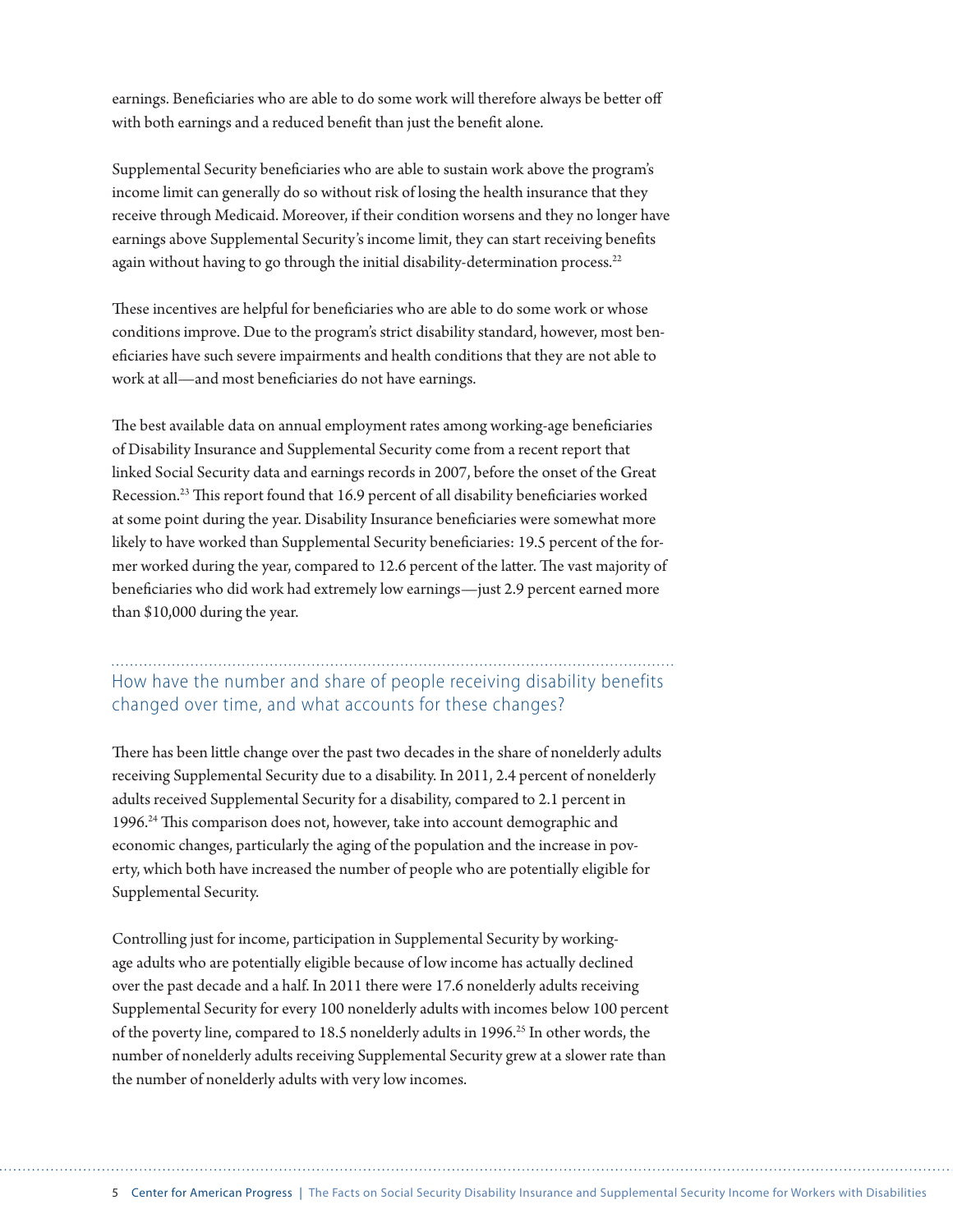earnings. Beneficiaries who are able to do some work will therefore always be better off with both earnings and a reduced benefit than just the benefit alone.

Supplemental Security beneficiaries who are able to sustain work above the program's income limit can generally do so without risk of losing the health insurance that they receive through Medicaid. Moreover, if their condition worsens and they no longer have earnings above Supplemental Security's income limit, they can start receiving benefits again without having to go through the initial disability-determination process.[22]

These incentives are helpful for beneficiaries who are able to do some work or whose conditions improve. Due to the program's strict disability standard, however, most beneficiaries have such severe impairments and health conditions that they are not able to work at all—and most beneficiaries do not have earnings.

The best available data on annual employment rates among working-age beneficiaries of Disability Insurance and Supplemental Security come from a recent report that linked Social Security data and earnings records in 2007, before the onset of the Great Recession.[23] This report found that 16.9 percent of all disability beneficiaries worked at some point during the year. Disability Insurance beneficiaries were somewhat more likely to have worked than Supplemental Security beneficiaries: 19.5 percent of the former worked during the year, compared to 12.6 percent of the latter. The vast majority of beneficiaries who did work had extremely low earnings—just 2.9 percent earned more than $10,000 during the year.

## How have the number and share of people receiving disability benefits changed over time, and what accounts for these changes?

There has been little change over the past two decades in the share of nonelderly adults receiving Supplemental Security due to a disability. In 2011, 2.4 percent of nonelderly adults received Supplemental Security for a disability, compared to 2.1 percent in 1996.[24] This comparison does not, however, take into account demographic and economic changes, particularly the aging of the population and the increase in poverty, which both have increased the number of people who are potentially eligible for Supplemental Security.

Controlling just for income, participation in Supplemental Security by working-age adults who are potentially eligible because of low income has actually declined over the past decade and a half. In 2011 there were 17.6 nonelderly adults receiving Supplemental Security for every 100 nonelderly adults with incomes below 100 percent of the poverty line, compared to 18.5 nonelderly adults in 1996.[25] In other words, the number of nonelderly adults receiving Supplemental Security grew at a slower rate than the number of nonelderly adults with very low incomes.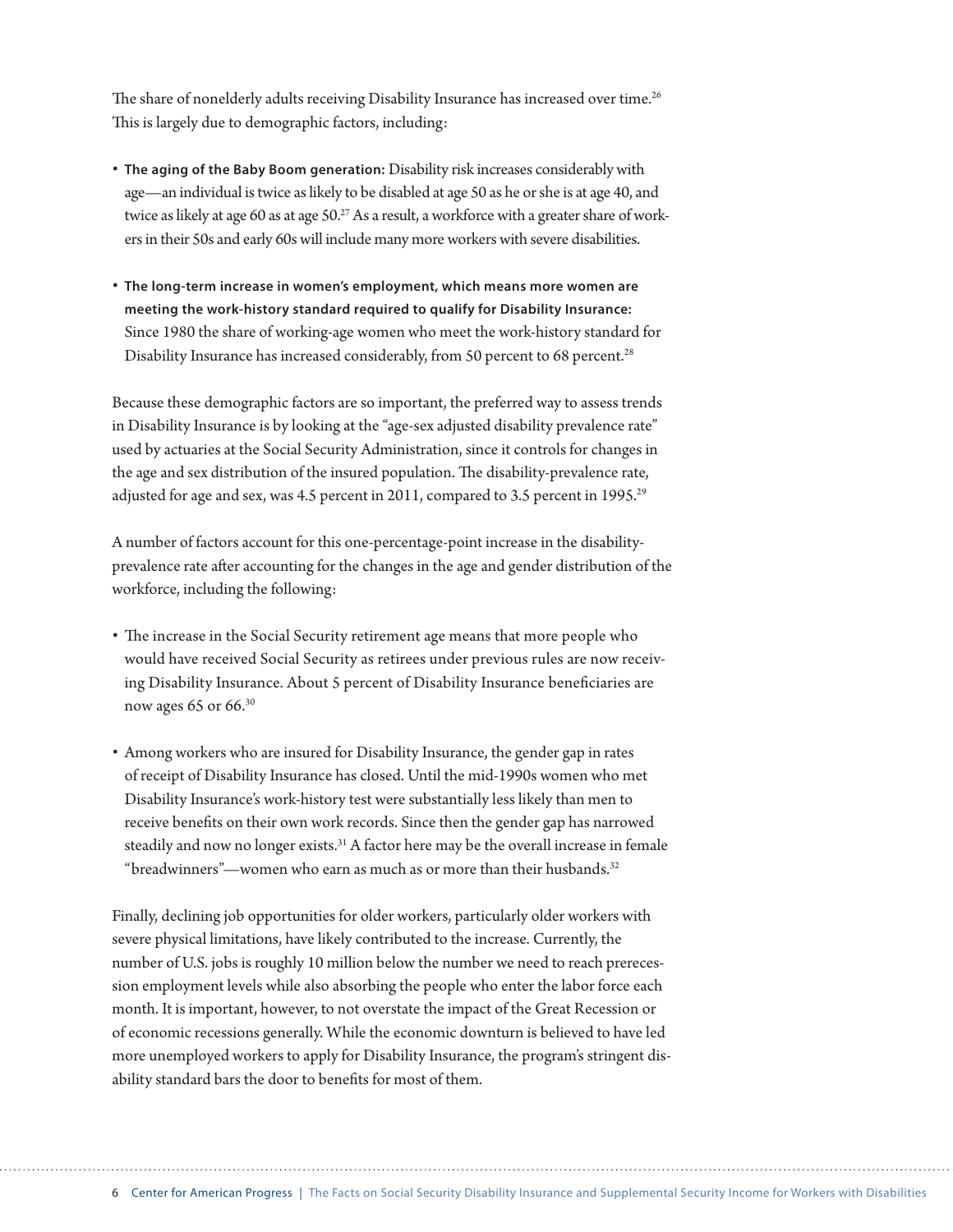The share of nonelderly adults receiving Disability Insurance has increased over time.[26] This is largely due to demographic factors, including:

- **The aging of the Baby Boom generation:** Disability risk increases considerably with age—an individual is twice as likely to be disabled at age 50 as he or she is at age 40, and twice as likely at age 60 as at age 50.[27] As a result, a workforce with a greater share of workers in their 50s and early 60s will include many more workers with severe disabilities.

- **The long-term increase in women's employment, which means more women are meeting the work-history standard required to qualify for Disability Insurance:** Since 1980 the share of working-age women who meet the work-history standard for Disability Insurance has increased considerably, from 50 percent to 68 percent.[28]

Because these demographic factors are so important, the preferred way to assess trends in Disability Insurance is by looking at the "age-sex adjusted disability prevalence rate" used by actuaries at the Social Security Administration, since it controls for changes in the age and sex distribution of the insured population. The disability-prevalence rate, adjusted for age and sex, was 4.5 percent in 2011, compared to 3.5 percent in 1995.[29]

A number of factors account for this one-percentage-point increase in the disability-prevalence rate after accounting for the changes in the age and gender distribution of the workforce, including the following:

- The increase in the Social Security retirement age means that more people who would have received Social Security as retirees under previous rules are now receiving Disability Insurance. About 5 percent of Disability Insurance beneficiaries are now ages 65 or 66.[30]

- Among workers who are insured for Disability Insurance, the gender gap in rates of receipt of Disability Insurance has closed. Until the mid-1990s women who met Disability Insurance's work-history test were substantially less likely than men to receive benefits on their own work records. Since then the gender gap has narrowed steadily and now no longer exists.[31] A factor here may be the overall increase in female "breadwinners"—women who earn as much as or more than their husbands.[32]

Finally, declining job opportunities for older workers, particularly older workers with severe physical limitations, have likely contributed to the increase. Currently, the number of U.S. jobs is roughly 10 million below the number we need to reach prerecession employment levels while also absorbing the people who enter the labor force each month. It is important, however, to not overstate the impact of the Great Recession or of economic recessions generally. While the economic downturn is believed to have led more unemployed workers to apply for Disability Insurance, the program's stringent disability standard bars the door to benefits for most of them.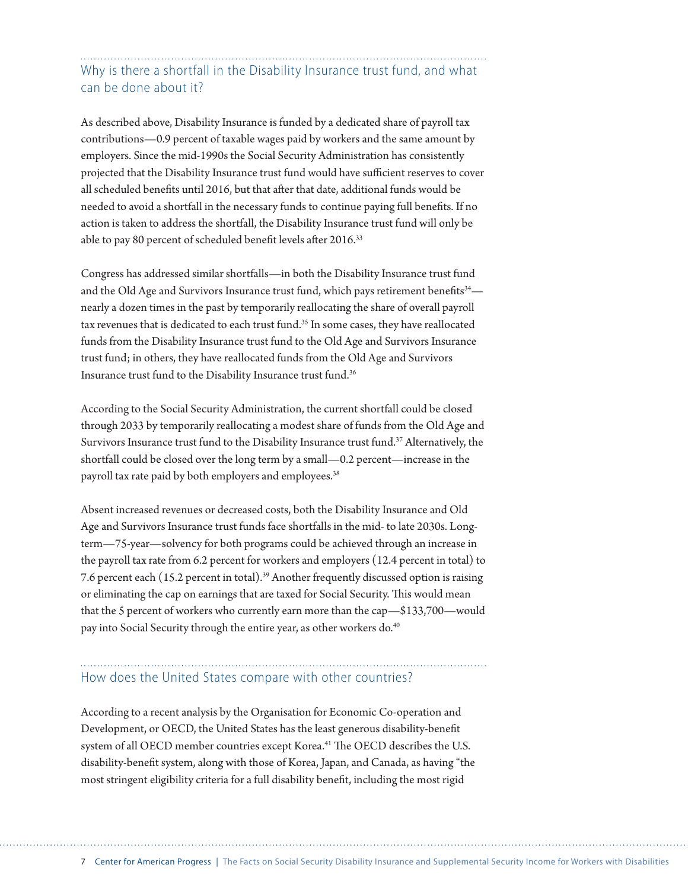## Why is there a shortfall in the Disability Insurance trust fund, and what can be done about it?

As described above, Disability Insurance is funded by a dedicated share of payroll tax contributions—0.9 percent of taxable wages paid by workers and the same amount by employers. Since the mid-1990s the Social Security Administration has consistently projected that the Disability Insurance trust fund would have sufficient reserves to cover all scheduled benefits until 2016, but that after that date, additional funds would be needed to avoid a shortfall in the necessary funds to continue paying full benefits. If no action is taken to address the shortfall, the Disability Insurance trust fund will only be able to pay 80 percent of scheduled benefit levels after 2016.[33]

Congress has addressed similar shortfalls—in both the Disability Insurance trust fund and the Old Age and Survivors Insurance trust fund, which pays retirement benefits[34]—nearly a dozen times in the past by temporarily reallocating the share of overall payroll tax revenues that is dedicated to each trust fund.[35] In some cases, they have reallocated funds from the Disability Insurance trust fund to the Old Age and Survivors Insurance trust fund; in others, they have reallocated funds from the Old Age and Survivors Insurance trust fund to the Disability Insurance trust fund.[36]

According to the Social Security Administration, the current shortfall could be closed through 2033 by temporarily reallocating a modest share of funds from the Old Age and Survivors Insurance trust fund to the Disability Insurance trust fund.[37] Alternatively, the shortfall could be closed over the long term by a small—0.2 percent—increase in the payroll tax rate paid by both employers and employees.[38]

Absent increased revenues or decreased costs, both the Disability Insurance and Old Age and Survivors Insurance trust funds face shortfalls in the mid- to late 2030s. Long-term—75-year—solvency for both programs could be achieved through an increase in the payroll tax rate from 6.2 percent for workers and employers (12.4 percent in total) to 7.6 percent each (15.2 percent in total).[39] Another frequently discussed option is raising or eliminating the cap on earnings that are taxed for Social Security. This would mean that the 5 percent of workers who currently earn more than the cap—$133,700—would pay into Social Security through the entire year, as other workers do.[40]

## How does the United States compare with other countries?

According to a recent analysis by the Organisation for Economic Co-operation and Development, or OECD, the United States has the least generous disability-benefit system of all OECD member countries except Korea.[41] The OECD describes the U.S. disability-benefit system, along with those of Korea, Japan, and Canada, as having "the most stringent eligibility criteria for a full disability benefit, including the most rigid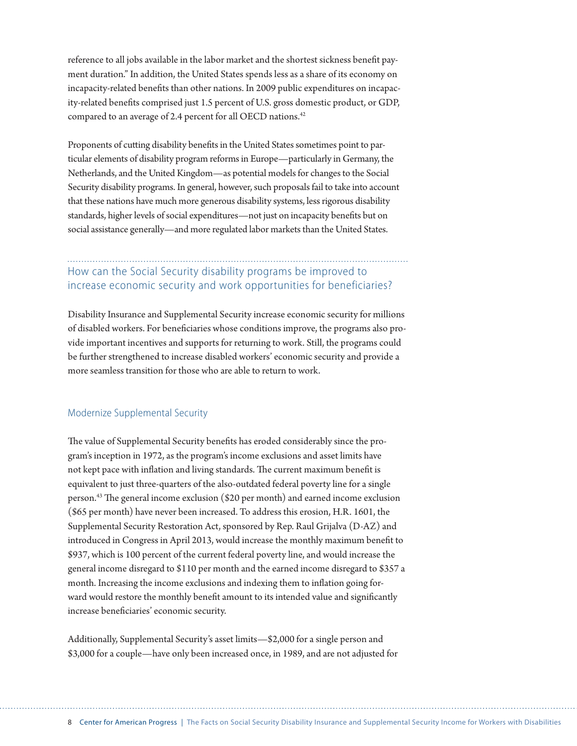reference to all jobs available in the labor market and the shortest sickness benefit payment duration." In addition, the United States spends less as a share of its economy on incapacity-related benefits than other nations. In 2009 public expenditures on incapacity-related benefits comprised just 1.5 percent of U.S. gross domestic product, or GDP, compared to an average of 2.4 percent for all OECD nations.[42]

Proponents of cutting disability benefits in the United States sometimes point to particular elements of disability program reforms in Europe—particularly in Germany, the Netherlands, and the United Kingdom—as potential models for changes to the Social Security disability programs. In general, however, such proposals fail to take into account that these nations have much more generous disability systems, less rigorous disability standards, higher levels of social expenditures—not just on incapacity benefits but on social assistance generally—and more regulated labor markets than the United States.

## How can the Social Security disability programs be improved to increase economic security and work opportunities for beneficiaries?

Disability Insurance and Supplemental Security increase economic security for millions of disabled workers. For beneficiaries whose conditions improve, the programs also provide important incentives and supports for returning to work. Still, the programs could be further strengthened to increase disabled workers' economic security and provide a more seamless transition for those who are able to return to work.

### Modernize Supplemental Security

The value of Supplemental Security benefits has eroded considerably since the program's inception in 1972, as the program's income exclusions and asset limits have not kept pace with inflation and living standards. The current maximum benefit is equivalent to just three-quarters of the also-outdated federal poverty line for a single person.[43] The general income exclusion ($20 per month) and earned income exclusion ($65 per month) have never been increased. To address this erosion, H.R. 1601, the Supplemental Security Restoration Act, sponsored by Rep. Raul Grijalva (D-AZ) and introduced in Congress in April 2013, would increase the monthly maximum benefit to $937, which is 100 percent of the current federal poverty line, and would increase the general income disregard to $110 per month and the earned income disregard to $357 a month. Increasing the income exclusions and indexing them to inflation going forward would restore the monthly benefit amount to its intended value and significantly increase beneficiaries' economic security.

Additionally, Supplemental Security's asset limits—$2,000 for a single person and $3,000 for a couple—have only been increased once, in 1989, and are not adjusted for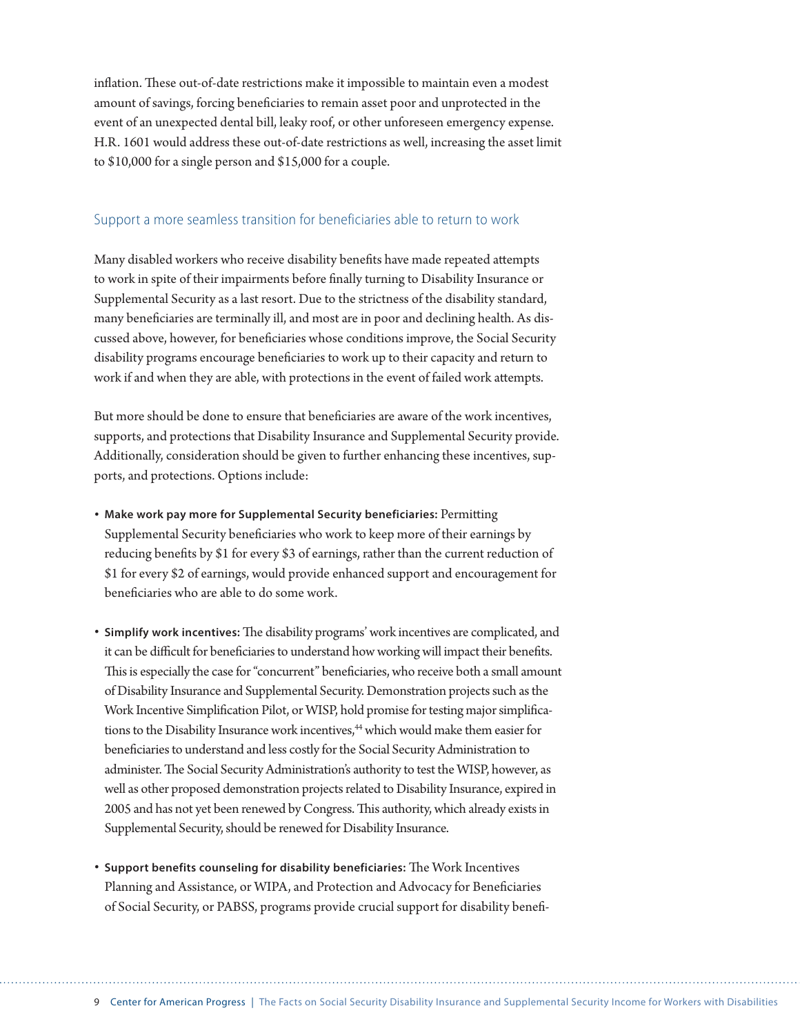inflation. These out-of-date restrictions make it impossible to maintain even a modest amount of savings, forcing beneficiaries to remain asset poor and unprotected in the event of an unexpected dental bill, leaky roof, or other unforeseen emergency expense. H.R. 1601 would address these out-of-date restrictions as well, increasing the asset limit to $10,000 for a single person and $15,000 for a couple.

### Support a more seamless transition for beneficiaries able to return to work

Many disabled workers who receive disability benefits have made repeated attempts to work in spite of their impairments before finally turning to Disability Insurance or Supplemental Security as a last resort. Due to the strictness of the disability standard, many beneficiaries are terminally ill, and most are in poor and declining health. As discussed above, however, for beneficiaries whose conditions improve, the Social Security disability programs encourage beneficiaries to work up to their capacity and return to work if and when they are able, with protections in the event of failed work attempts.

But more should be done to ensure that beneficiaries are aware of the work incentives, supports, and protections that Disability Insurance and Supplemental Security provide. Additionally, consideration should be given to further enhancing these incentives, supports, and protections. Options include:

- **Make work pay more for Supplemental Security beneficiaries:** Permitting Supplemental Security beneficiaries who work to keep more of their earnings by reducing benefits by $1 for every $3 of earnings, rather than the current reduction of $1 for every $2 of earnings, would provide enhanced support and encouragement for beneficiaries who are able to do some work.
- **Simplify work incentives:** The disability programs' work incentives are complicated, and it can be difficult for beneficiaries to understand how working will impact their benefits. This is especially the case for "concurrent" beneficiaries, who receive both a small amount of Disability Insurance and Supplemental Security. Demonstration projects such as the Work Incentive Simplification Pilot, or WISP, hold promise for testing major simplifications to the Disability Insurance work incentives,[44] which would make them easier for beneficiaries to understand and less costly for the Social Security Administration to administer. The Social Security Administration's authority to test the WISP, however, as well as other proposed demonstration projects related to Disability Insurance, expired in 2005 and has not yet been renewed by Congress. This authority, which already exists in Supplemental Security, should be renewed for Disability Insurance.
- **Support benefits counseling for disability beneficiaries:** The Work Incentives Planning and Assistance, or WIPA, and Protection and Advocacy for Beneficiaries of Social Security, or PABSS, programs provide crucial support for disability benefi-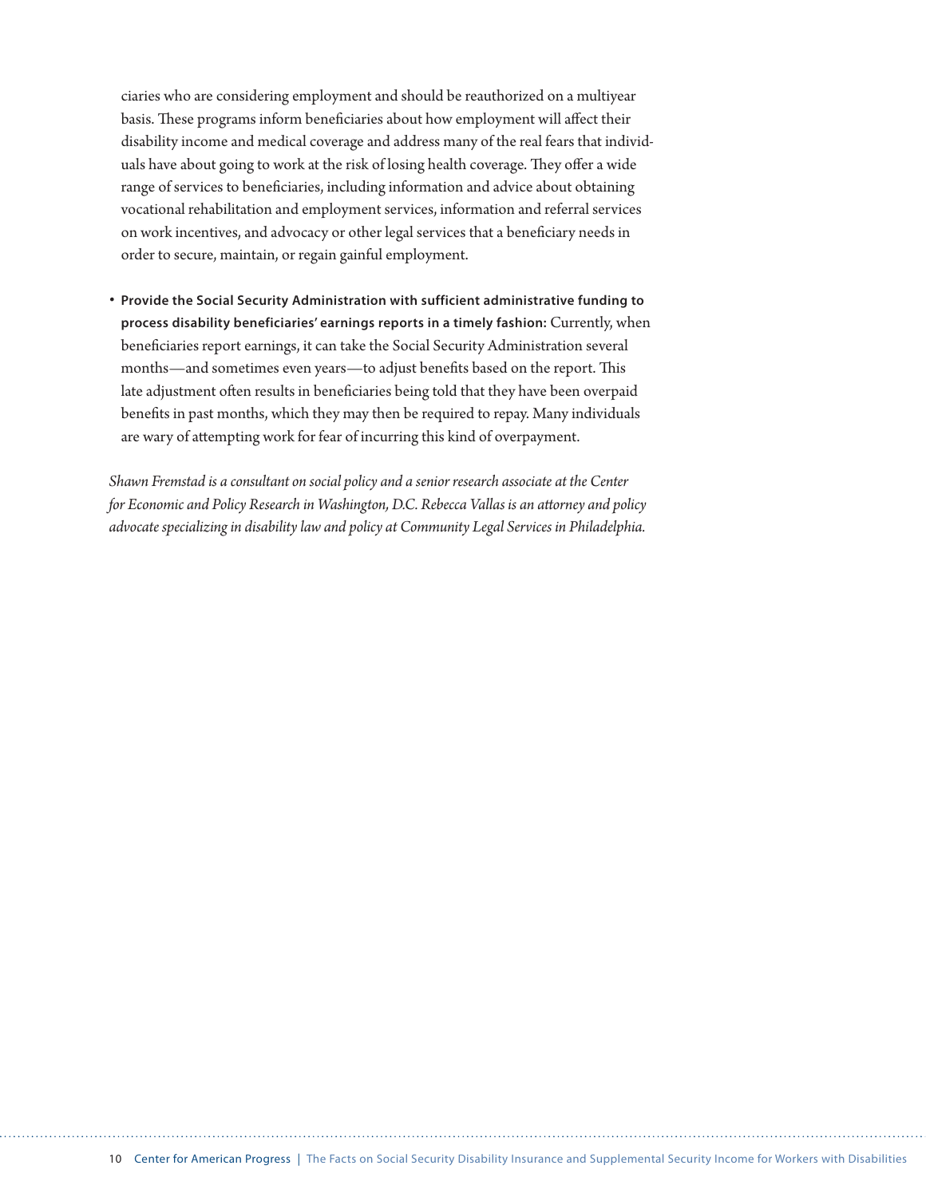ciaries who are considering employment and should be reauthorized on a multiyear basis. These programs inform beneficiaries about how employment will affect their disability income and medical coverage and address many of the real fears that individuals have about going to work at the risk of losing health coverage. They offer a wide range of services to beneficiaries, including information and advice about obtaining vocational rehabilitation and employment services, information and referral services on work incentives, and advocacy or other legal services that a beneficiary needs in order to secure, maintain, or regain gainful employment.

- **Provide the Social Security Administration with sufficient administrative funding to process disability beneficiaries' earnings reports in a timely fashion:** Currently, when beneficiaries report earnings, it can take the Social Security Administration several months—and sometimes even years—to adjust benefits based on the report. This late adjustment often results in beneficiaries being told that they have been overpaid benefits in past months, which they may then be required to repay. Many individuals are wary of attempting work for fear of incurring this kind of overpayment.

*Shawn Fremstad is a consultant on social policy and a senior research associate at the Center for Economic and Policy Research in Washington, D.C. Rebecca Vallas is an attorney and policy advocate specializing in disability law and policy at Community Legal Services in Philadelphia.*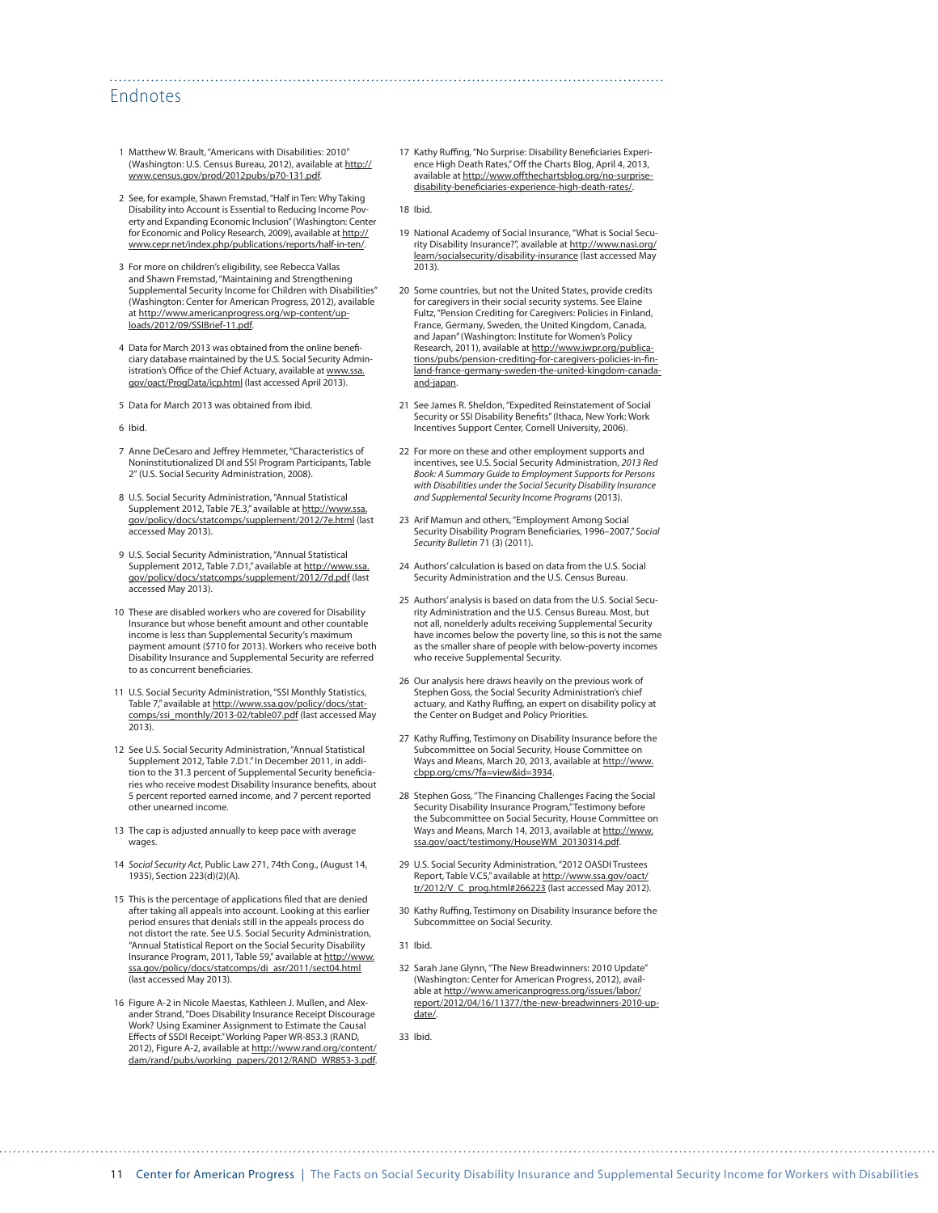## Endnotes

1 Matthew W. Brault, "Americans with Disabilities: 2010" (Washington: U.S. Census Bureau, 2012), available at http://www.census.gov/prod/2012pubs/p70-131.pdf.

2 See, for example, Shawn Fremstad, "Half in Ten: Why Taking Disability into Account is Essential to Reducing Income Poverty and Expanding Economic Inclusion" (Washington: Center for Economic and Policy Research, 2009), available at http://www.cepr.net/index.php/publications/reports/half-in-ten/.

3 For more on children's eligibility, see Rebecca Vallas and Shawn Fremstad, "Maintaining and Strengthening Supplemental Security Income for Children with Disabilities" (Washington: Center for American Progress, 2012), available at http://www.americanprogress.org/wp-content/uploads/2012/09/SSIBrief-11.pdf.

4 Data for March 2013 was obtained from the online beneficiary database maintained by the U.S. Social Security Administration's Office of the Chief Actuary, available at www.ssa.gov/oact/ProgData/icp.html (last accessed April 2013).

5 Data for March 2013 was obtained from ibid.

6 Ibid.

7 Anne DeCesaro and Jeffrey Hemmeter, "Characteristics of Noninstitutionalized DI and SSI Program Participants, Table 2" (U.S. Social Security Administration, 2008).

8 U.S. Social Security Administration, "Annual Statistical Supplement 2012, Table 7E.3," available at http://www.ssa.gov/policy/docs/statcomps/supplement/2012/7e.html (last accessed May 2013).

9 U.S. Social Security Administration, "Annual Statistical Supplement 2012, Table 7.D1," available at http://www.ssa.gov/policy/docs/statcomps/supplement/2012/7d.pdf (last accessed May 2013).

10 These are disabled workers who are covered for Disability Insurance but whose benefit amount and other countable income is less than Supplemental Security's maximum payment amount ($710 for 2013). Workers who receive both Disability Insurance and Supplemental Security are referred to as concurrent beneficiaries.

11 U.S. Social Security Administration, "SSI Monthly Statistics, Table 7," available at http://www.ssa.gov/policy/docs/statcomps/ssi_monthly/2013-02/table07.pdf (last accessed May 2013).

12 See U.S. Social Security Administration, "Annual Statistical Supplement 2012, Table 7.D1." In December 2011, in addition to the 31.3 percent of Supplemental Security beneficiaries who receive modest Disability Insurance benefits, about 5 percent reported earned income, and 7 percent reported other unearned income.

13 The cap is adjusted annually to keep pace with average wages.

14 *Social Security Act*, Public Law 271, 74th Cong., (August 14, 1935), Section 223(d)(2)(A).

15 This is the percentage of applications filed that are denied after taking all appeals into account. Looking at this earlier period ensures that denials still in the appeals process do not distort the rate. See U.S. Social Security Administration, "Annual Statistical Report on the Social Security Disability Insurance Program, 2011, Table 59," available at http://www.ssa.gov/policy/docs/statcomps/di_asr/2011/sect04.html (last accessed May 2013).

16 Figure A-2 in Nicole Maestas, Kathleen J. Mullen, and Alexander Strand, "Does Disability Insurance Receipt Discourage Work? Using Examiner Assignment to Estimate the Causal Effects of SSDI Receipt." Working Paper WR-853.3 (RAND, 2012), Figure A-2, available at http://www.rand.org/content/dam/rand/pubs/working_papers/2012/RAND_WR853-3.pdf.

17 Kathy Ruffing, "No Surprise: Disability Beneficiaries Experience High Death Rates," Off the Charts Blog, April 4, 2013, available at http://www.offthechartsblog.org/no-surprise-disability-beneficiaries-experience-high-death-rates/.

18 Ibid.

19 National Academy of Social Insurance, "What is Social Security Disability Insurance?", available at http://www.nasi.org/learn/socialsecurity/disability-insurance (last accessed May 2013).

20 Some countries, but not the United States, provide credits for caregivers in their social security systems. See Elaine Fultz, "Pension Crediting for Caregivers: Policies in Finland, France, Germany, Sweden, the United Kingdom, Canada, and Japan" (Washington: Institute for Women's Policy Research, 2011), available at http://www.iwpr.org/publications/pubs/pension-crediting-for-caregivers-policies-in-finland-france-germany-sweden-the-united-kingdom-canada-and-japan.

21 See James R. Sheldon, "Expedited Reinstatement of Social Security or SSI Disability Benefits" (Ithaca, New York: Work Incentives Support Center, Cornell University, 2006).

22 For more on these and other employment supports and incentives, see U.S. Social Security Administration, *2013 Red Book: A Summary Guide to Employment Supports for Persons with Disabilities under the Social Security Disability Insurance and Supplemental Security Income Programs* (2013).

23 Arif Mamun and others, "Employment Among Social Security Disability Program Beneficiaries, 1996–2007," *Social Security Bulletin* 71 (3) (2011).

24 Authors' calculation is based on data from the U.S. Social Security Administration and the U.S. Census Bureau.

25 Authors' analysis is based on data from the U.S. Social Security Administration and the U.S. Census Bureau. Most, but not all, nonelderly adults receiving Supplemental Security have incomes below the poverty line, so this is not the same as the smaller share of people with below-poverty incomes who receive Supplemental Security.

26 Our analysis here draws heavily on the previous work of Stephen Goss, the Social Security Administration's chief actuary, and Kathy Ruffing, an expert on disability policy at the Center on Budget and Policy Priorities.

27 Kathy Ruffing, Testimony on Disability Insurance before the Subcommittee on Social Security, House Committee on Ways and Means, March 20, 2013, available at http://www.cbpp.org/cms/?fa=view&id=3934.

28 Stephen Goss, "The Financing Challenges Facing the Social Security Disability Insurance Program," Testimony before the Subcommittee on Social Security, House Committee on Ways and Means, March 14, 2013, available at http://www.ssa.gov/oact/testimony/HouseWM_20130314.pdf.

29 U.S. Social Security Administration, "2012 OASDI Trustees Report, Table V.C5," available at http://www.ssa.gov/oact/tr/2012/V_C_prog.html#266223 (last accessed May 2012).

30 Kathy Ruffing, Testimony on Disability Insurance before the Subcommittee on Social Security.

31 Ibid.

32 Sarah Jane Glynn, "The New Breadwinners: 2010 Update" (Washington: Center for American Progress, 2012), available at http://www.americanprogress.org/issues/labor/report/2012/04/16/11377/the-new-breadwinners-2010-update/.

33 Ibid.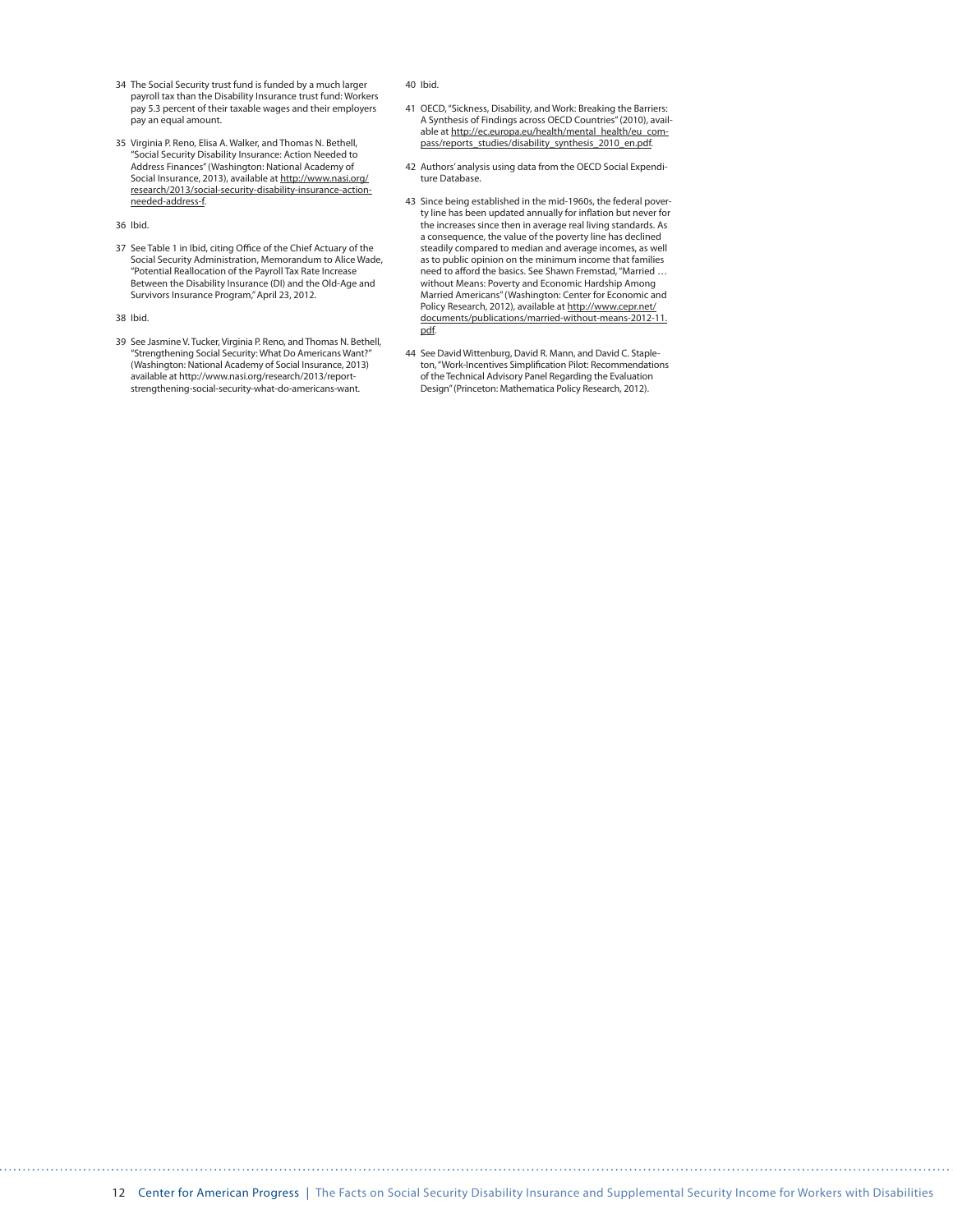34 The Social Security trust fund is funded by a much larger payroll tax than the Disability Insurance trust fund: Workers pay 5.3 percent of their taxable wages and their employers pay an equal amount.

35 Virginia P. Reno, Elisa A. Walker, and Thomas N. Bethell, "Social Security Disability Insurance: Action Needed to Address Finances" (Washington: National Academy of Social Insurance, 2013), available at http://www.nasi.org/research/2013/social-security-disability-insurance-action-needed-address-f.

36 Ibid.

37 See Table 1 in Ibid, citing Office of the Chief Actuary of the Social Security Administration, Memorandum to Alice Wade, "Potential Reallocation of the Payroll Tax Rate Increase Between the Disability Insurance (DI) and the Old-Age and Survivors Insurance Program," April 23, 2012.

38 Ibid.

39 See Jasmine V. Tucker, Virginia P. Reno, and Thomas N. Bethell, "Strengthening Social Security: What Do Americans Want?" (Washington: National Academy of Social Insurance, 2013) available at http://www.nasi.org/research/2013/report-strengthening-social-security-what-do-americans-want.

40 Ibid.

41 OECD, "Sickness, Disability, and Work: Breaking the Barriers: A Synthesis of Findings across OECD Countries" (2010), available at http://ec.europa.eu/health/mental_health/eu_compass/reports_studies/disability_synthesis_2010_en.pdf.

42 Authors' analysis using data from the OECD Social Expenditure Database.

43 Since being established in the mid-1960s, the federal poverty line has been updated annually for inflation but never for the increases since then in average real living standards. As a consequence, the value of the poverty line has declined steadily compared to median and average incomes, as well as to public opinion on the minimum income that families need to afford the basics. See Shawn Fremstad, "Married … without Means: Poverty and Economic Hardship Among Married Americans" (Washington: Center for Economic and Policy Research, 2012), available at http://www.cepr.net/documents/publications/married-without-means-2012-11.pdf.

44 See David Wittenburg, David R. Mann, and David C. Stapleton, "Work-Incentives Simplification Pilot: Recommendations of the Technical Advisory Panel Regarding the Evaluation Design" (Princeton: Mathematica Policy Research, 2012).